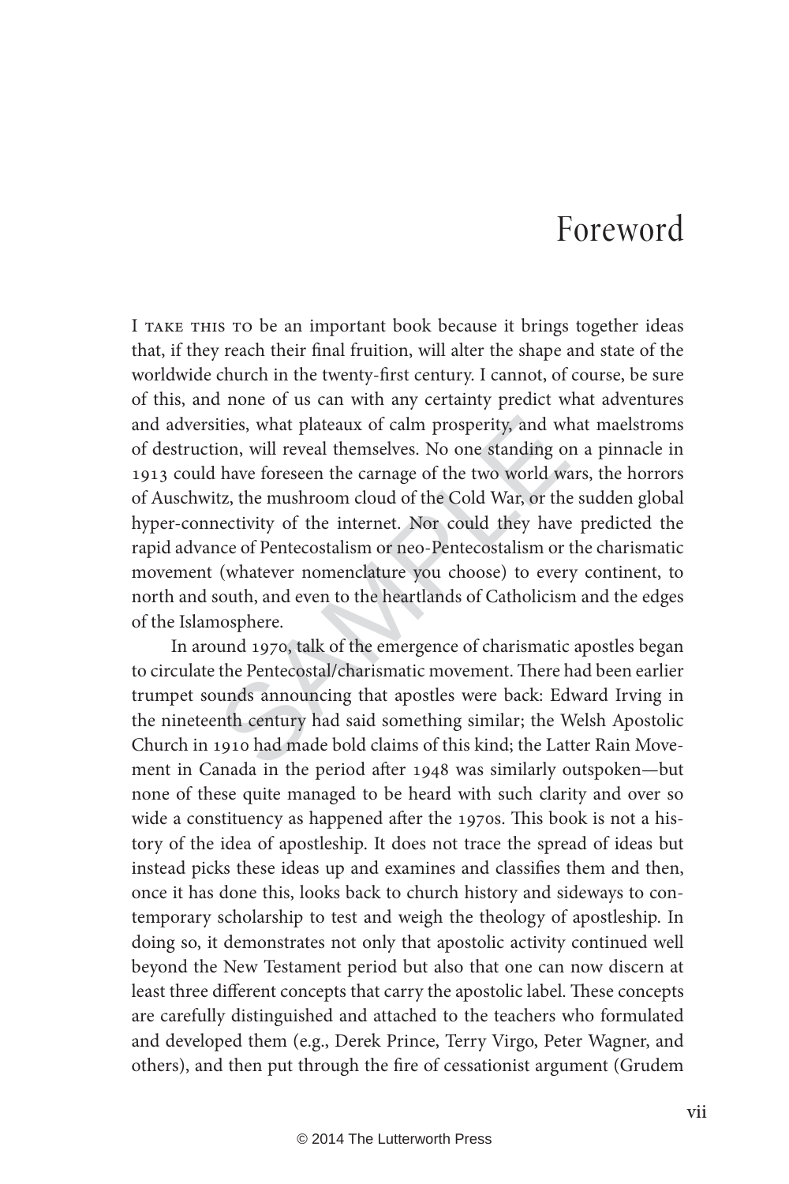# Foreword

I TAKE THIS TO be an important book because it brings together ideas that, if they reach their final fruition, will alter the shape and state of the worldwide church in the twenty-first century. I cannot, of course, be sure of this, and none of us can with any certainty predict what adventures and adversities, what plateaux of calm prosperity, and what maelstroms of destruction, will reveal themselves. No one standing on a pinnacle in 1913 could have foreseen the carnage of the two world wars, the horrors of Auschwitz, the mushroom cloud of the Cold War, or the sudden global hyper-connectivity of the internet. Nor could they have predicted the rapid advance of Pentecostalism or neo-Pentecostalism or the charismatic movement (whatever nomenclature you choose) to every continent, to north and south, and even to the heartlands of Catholicism and the edges of the Islamosphere.

In around 1970, talk of the emergence of charismatic apostles began to circulate the Pentecostal/charismatic movement. There had been earlier trumpet sounds announcing that apostles were back: Edward Irving in the nineteenth century had said something similar; the Welsh Apostolic Church in 1910 had made bold claims of this kind; the Latter Rain Movement in Canada in the period after 1948 was similarly outspoken—but none of these quite managed to be heard with such clarity and over so wide a constituency as happened after the 1970s. This book is not a history of the idea of apostleship. It does not trace the spread of ideas but instead picks these ideas up and examines and classifies them and then, once it has done this, looks back to church history and sideways to contemporary scholarship to test and weigh the theology of apostleship. In doing so, it demonstrates not only that apostolic activity continued well beyond the New Testament period but also that one can now discern at least three different concepts that carry the apostolic label. These concepts are carefully distinguished and attached to the teachers who formulated and developed them (e.g., Derek Prince, Terry Virgo, Peter Wagner, and others), and then put through the fire of cessationist argument (Grudem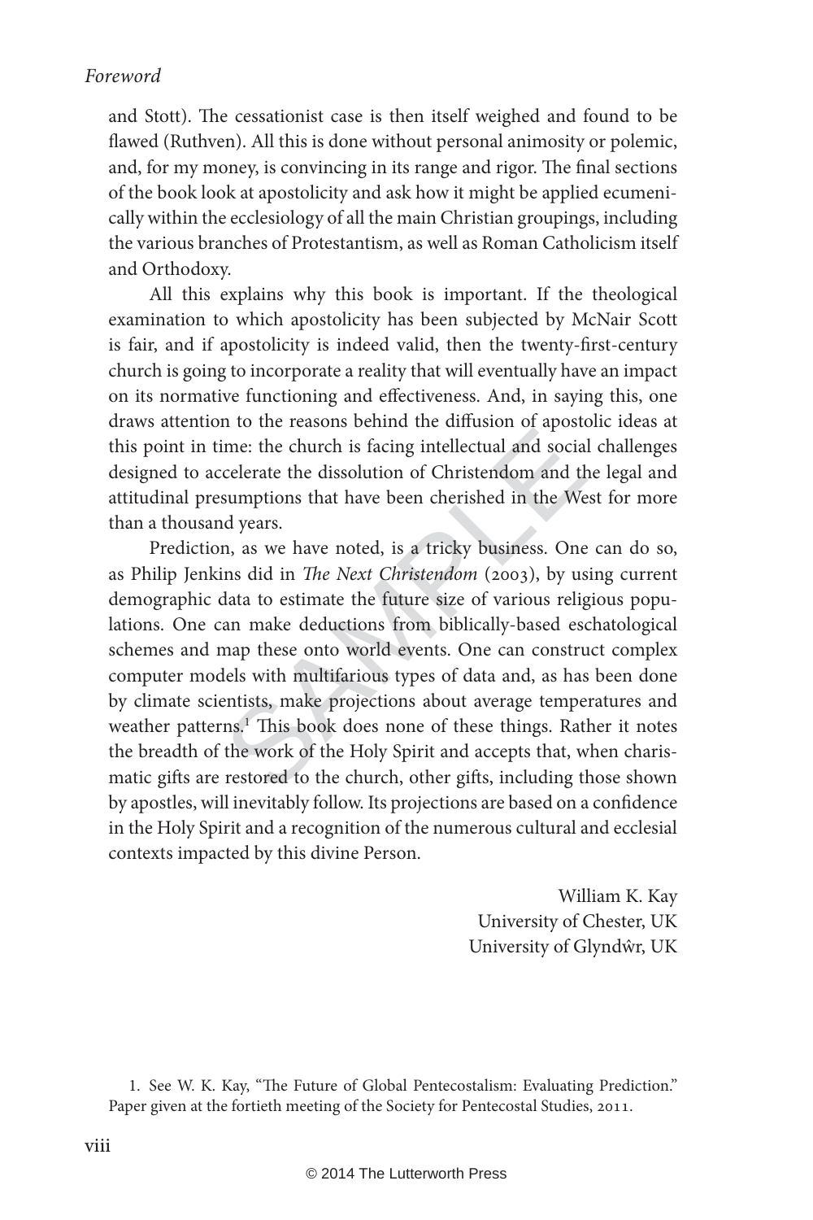and Stott). The cessationist case is then itself weighed and found to be flawed (Ruthven). All this is done without personal animosity or polemic, and, for my money, is convincing in its range and rigor. The final sections of the book look at apostolicity and ask how it might be applied ecumenically within the ecclesiology of all the main Christian groupings, including the various branches of Protestantism, as well as Roman Catholicism itself and Orthodoxy.

All this explains why this book is important. If the theological examination to which apostolicity has been subjected by McNair Scott is fair, and if apostolicity is indeed valid, then the twenty-first-century church is going to incorporate a reality that will eventually have an impact on its normative functioning and effectiveness. And, in saying this, one draws attention to the reasons behind the diffusion of apostolic ideas at this point in time: the church is facing intellectual and social challenges designed to accelerate the dissolution of Christendom and the legal and attitudinal presumptions that have been cherished in the West for more than a thousand years.

Prediction, as we have noted, is a tricky business. One can do so, as Philip Jenkins did in *The Next Christendom* (2003), by using current demographic data to estimate the future size of various religious populations. One can make deductions from biblically-based eschatological schemes and map these onto world events. One can construct complex computer models with multifarious types of data and, as has been done by climate scientists, make projections about average temperatures and weather patterns.[1] This book does none of these things. Rather it notes the breadth of the work of the Holy Spirit and accepts that, when charismatic gifts are restored to the church, other gifts, including those shown by apostles, will inevitably follow. Its projections are based on a confidence in the Holy Spirit and a recognition of the numerous cultural and ecclesial contexts impacted by this divine Person.

William K. Kay
University of Chester, UK
University of Glyndŵr, UK

1. See W. K. Kay, "The Future of Global Pentecostalism: Evaluating Prediction." Paper given at the fortieth meeting of the Society for Pentecostal Studies, 2011.

© 2014 The Lutterworth Press